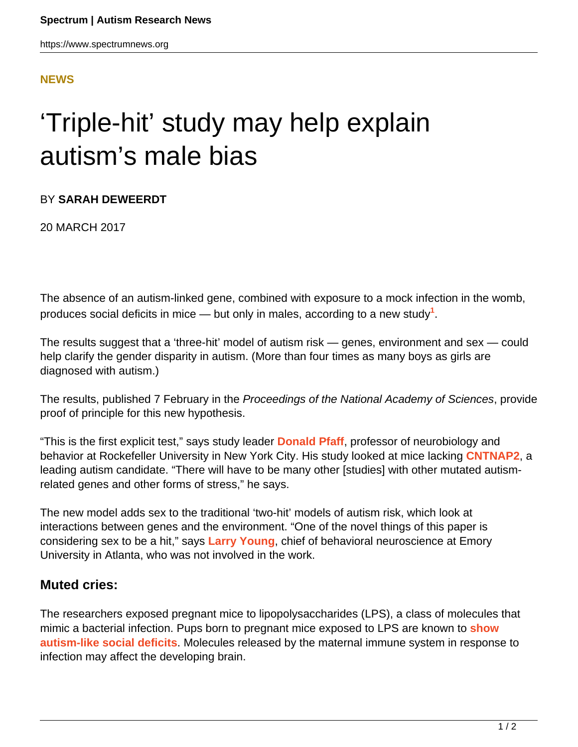**NEWS**

# ‘Triple-hit’ study may help explain autism’s male bias

BY **SARAH DEWEERDT**

20 MARCH 2017

The absence of an autism-linked gene, combined with exposure to a mock infection in the womb, produces social deficits in mice — but only in males, according to a new study[1].

The results suggest that a ‘three-hit’ model of autism risk — genes, environment and sex — could help clarify the gender disparity in autism. (More than four times as many boys as girls are diagnosed with autism.)

The results, published 7 February in the *Proceedings of the National Academy of Sciences*, provide proof of principle for this new hypothesis.

“This is the first explicit test,” says study leader **Donald Pfaff**, professor of neurobiology and behavior at Rockefeller University in New York City. His study looked at mice lacking **CNTNAP2**, a leading autism candidate. “There will have to be many other [studies] with other mutated autism-related genes and other forms of stress,” he says.

The new model adds sex to the traditional ‘two-hit’ models of autism risk, which look at interactions between genes and the environment. “One of the novel things of this paper is considering sex to be a hit,” says **Larry Young**, chief of behavioral neuroscience at Emory University in Atlanta, who was not involved in the work.

### Muted cries:

The researchers exposed pregnant mice to lipopolysaccharides (LPS), a class of molecules that mimic a bacterial infection. Pups born to pregnant mice exposed to LPS are known to **show autism-like social deficits**. Molecules released by the maternal immune system in response to infection may affect the developing brain.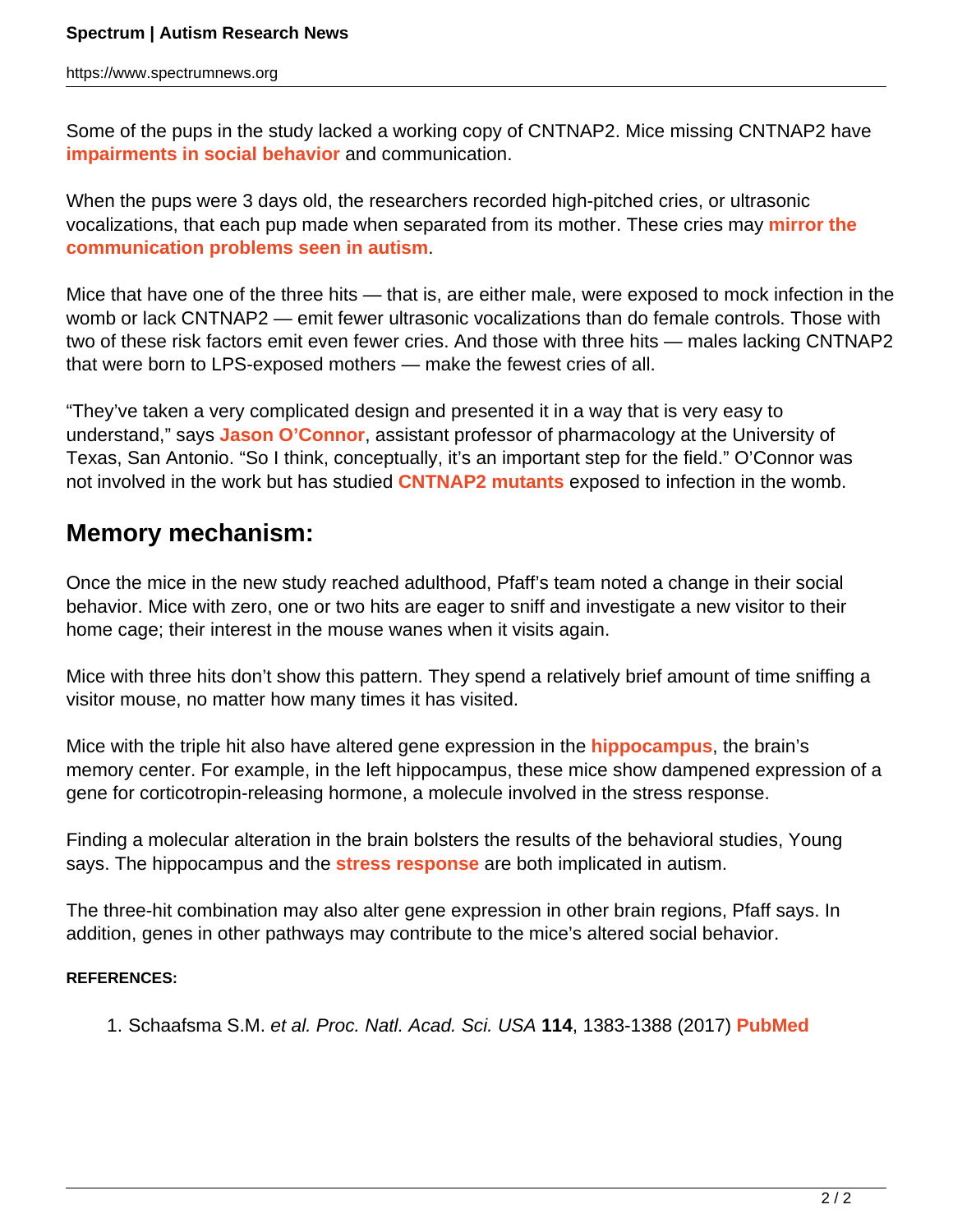Some of the pups in the study lacked a working copy of CNTNAP2. Mice missing CNTNAP2 have **impairments in social behavior** and communication.

When the pups were 3 days old, the researchers recorded high-pitched cries, or ultrasonic vocalizations, that each pup made when separated from its mother. These cries may **mirror the communication problems seen in autism**.

Mice that have one of the three hits — that is, are either male, were exposed to mock infection in the womb or lack CNTNAP2 — emit fewer ultrasonic vocalizations than do female controls. Those with two of these risk factors emit even fewer cries. And those with three hits — males lacking CNTNAP2 that were born to LPS-exposed mothers — make the fewest cries of all.

"They've taken a very complicated design and presented it in a way that is very easy to understand," says **Jason O'Connor**, assistant professor of pharmacology at the University of Texas, San Antonio. "So I think, conceptually, it's an important step for the field." O'Connor was not involved in the work but has studied **CNTNAP2 mutants** exposed to infection in the womb.

## Memory mechanism:

Once the mice in the new study reached adulthood, Pfaff's team noted a change in their social behavior. Mice with zero, one or two hits are eager to sniff and investigate a new visitor to their home cage; their interest in the mouse wanes when it visits again.

Mice with three hits don't show this pattern. They spend a relatively brief amount of time sniffing a visitor mouse, no matter how many times it has visited.

Mice with the triple hit also have altered gene expression in the **hippocampus**, the brain's memory center. For example, in the left hippocampus, these mice show dampened expression of a gene for corticotropin-releasing hormone, a molecule involved in the stress response.

Finding a molecular alteration in the brain bolsters the results of the behavioral studies, Young says. The hippocampus and the **stress response** are both implicated in autism.

The three-hit combination may also alter gene expression in other brain regions, Pfaff says. In addition, genes in other pathways may contribute to the mice's altered social behavior.

**REFERENCES:**

1. Schaafsma S.M. *et al. Proc. Natl. Acad. Sci. USA* **114**, 1383-1388 (2017) **PubMed**